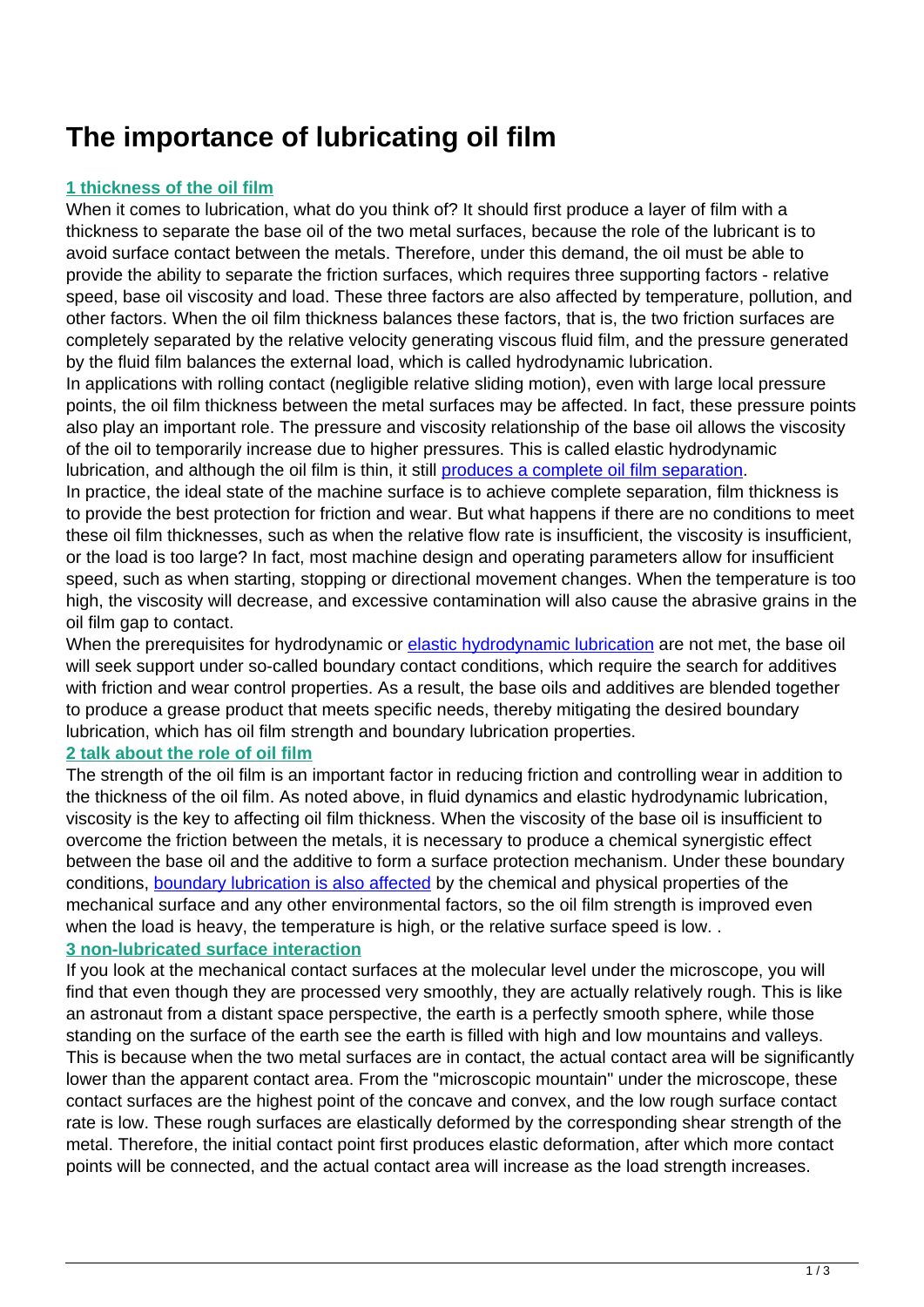# The importance of lubricating oil film

## 1 thickness of the oil film

When it comes to lubrication, what do you think of? It should first produce a layer of film with a thickness to separate the base oil of the two metal surfaces, because the role of the lubricant is to avoid surface contact between the metals. Therefore, under this demand, the oil must be able to provide the ability to separate the friction surfaces, which requires three supporting factors - relative speed, base oil viscosity and load. These three factors are also affected by temperature, pollution, and other factors. When the oil film thickness balances these factors, that is, the two friction surfaces are completely separated by the relative velocity generating viscous fluid film, and the pressure generated by the fluid film balances the external load, which is called hydrodynamic lubrication.

In applications with rolling contact (negligible relative sliding motion), even with large local pressure points, the oil film thickness between the metal surfaces may be affected. In fact, these pressure points also play an important role. The pressure and viscosity relationship of the base oil allows the viscosity of the oil to temporarily increase due to higher pressures. This is called elastic hydrodynamic lubrication, and although the oil film is thin, it still [produces a complete oil film separation](#).

In practice, the ideal state of the machine surface is to achieve complete separation, film thickness is to provide the best protection for friction and wear. But what happens if there are no conditions to meet these oil film thicknesses, such as when the relative flow rate is insufficient, the viscosity is insufficient, or the load is too large? In fact, most machine design and operating parameters allow for insufficient speed, such as when starting, stopping or directional movement changes. When the temperature is too high, the viscosity will decrease, and excessive contamination will also cause the abrasive grains in the oil film gap to contact.

When the prerequisites for hydrodynamic or [elastic hydrodynamic lubrication](#) are not met, the base oil will seek support under so-called boundary contact conditions, which require the search for additives with friction and wear control properties. As a result, the base oils and additives are blended together to produce a grease product that meets specific needs, thereby mitigating the desired boundary lubrication, which has oil film strength and boundary lubrication properties.

## 2 talk about the role of oil film

The strength of the oil film is an important factor in reducing friction and controlling wear in addition to the thickness of the oil film. As noted above, in fluid dynamics and elastic hydrodynamic lubrication, viscosity is the key to affecting oil film thickness. When the viscosity of the base oil is insufficient to overcome the friction between the metals, it is necessary to produce a chemical synergistic effect between the base oil and the additive to form a surface protection mechanism. Under these boundary conditions, [boundary lubrication is also affected](#) by the chemical and physical properties of the mechanical surface and any other environmental factors, so the oil film strength is improved even when the load is heavy, the temperature is high, or the relative surface speed is low. .

## 3 non-lubricated surface interaction

If you look at the mechanical contact surfaces at the molecular level under the microscope, you will find that even though they are processed very smoothly, they are actually relatively rough. This is like an astronaut from a distant space perspective, the earth is a perfectly smooth sphere, while those standing on the surface of the earth see the earth is filled with high and low mountains and valleys. This is because when the two metal surfaces are in contact, the actual contact area will be significantly lower than the apparent contact area. From the "microscopic mountain" under the microscope, these contact surfaces are the highest point of the concave and convex, and the low rough surface contact rate is low. These rough surfaces are elastically deformed by the corresponding shear strength of the metal. Therefore, the initial contact point first produces elastic deformation, after which more contact points will be connected, and the actual contact area will increase as the load strength increases.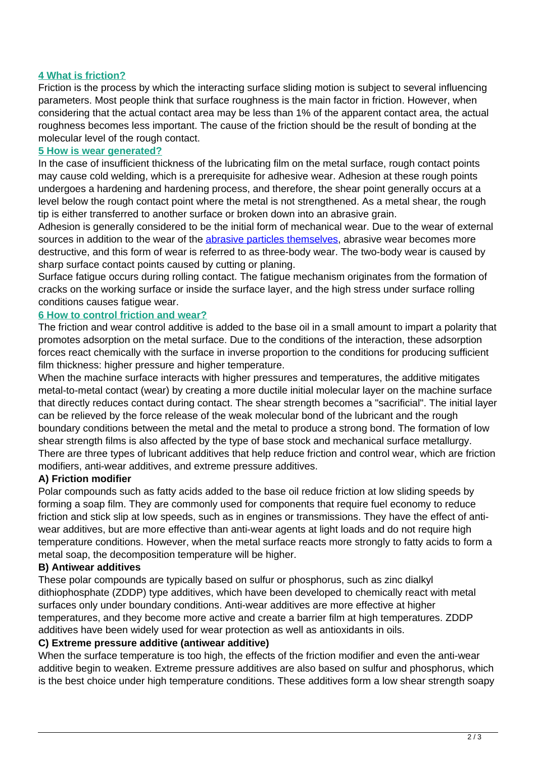## 4 What is friction?

Friction is the process by which the interacting surface sliding motion is subject to several influencing parameters. Most people think that surface roughness is the main factor in friction. However, when considering that the actual contact area may be less than 1% of the apparent contact area, the actual roughness becomes less important. The cause of the friction should be the result of bonding at the molecular level of the rough contact.

## 5 How is wear generated?

In the case of insufficient thickness of the lubricating film on the metal surface, rough contact points may cause cold welding, which is a prerequisite for adhesive wear. Adhesion at these rough points undergoes a hardening and hardening process, and therefore, the shear point generally occurs at a level below the rough contact point where the metal is not strengthened. As a metal shear, the rough tip is either transferred to another surface or broken down into an abrasive grain.

Adhesion is generally considered to be the initial form of mechanical wear. Due to the wear of external sources in addition to the wear of the abrasive particles themselves, abrasive wear becomes more destructive, and this form of wear is referred to as three-body wear. The two-body wear is caused by sharp surface contact points caused by cutting or planing.

Surface fatigue occurs during rolling contact. The fatigue mechanism originates from the formation of cracks on the working surface or inside the surface layer, and the high stress under surface rolling conditions causes fatigue wear.

## 6 How to control friction and wear?

The friction and wear control additive is added to the base oil in a small amount to impart a polarity that promotes adsorption on the metal surface. Due to the conditions of the interaction, these adsorption forces react chemically with the surface in inverse proportion to the conditions for producing sufficient film thickness: higher pressure and higher temperature.

When the machine surface interacts with higher pressures and temperatures, the additive mitigates metal-to-metal contact (wear) by creating a more ductile initial molecular layer on the machine surface that directly reduces contact during contact. The shear strength becomes a "sacrificial". The initial layer can be relieved by the force release of the weak molecular bond of the lubricant and the rough boundary conditions between the metal and the metal to produce a strong bond. The formation of low shear strength films is also affected by the type of base stock and mechanical surface metallurgy.

There are three types of lubricant additives that help reduce friction and control wear, which are friction modifiers, anti-wear additives, and extreme pressure additives.

**A) Friction modifier**

Polar compounds such as fatty acids added to the base oil reduce friction at low sliding speeds by forming a soap film. They are commonly used for components that require fuel economy to reduce friction and stick slip at low speeds, such as in engines or transmissions. They have the effect of anti-wear additives, but are more effective than anti-wear agents at light loads and do not require high temperature conditions. However, when the metal surface reacts more strongly to fatty acids to form a metal soap, the decomposition temperature will be higher.

**B) Antiwear additives**

These polar compounds are typically based on sulfur or phosphorus, such as zinc dialkyl dithiophosphate (ZDDP) type additives, which have been developed to chemically react with metal surfaces only under boundary conditions. Anti-wear additives are more effective at higher temperatures, and they become more active and create a barrier film at high temperatures. ZDDP additives have been widely used for wear protection as well as antioxidants in oils.

**C) Extreme pressure additive (antiwear additive)**

When the surface temperature is too high, the effects of the friction modifier and even the anti-wear additive begin to weaken. Extreme pressure additives are also based on sulfur and phosphorus, which is the best choice under high temperature conditions. These additives form a low shear strength soapy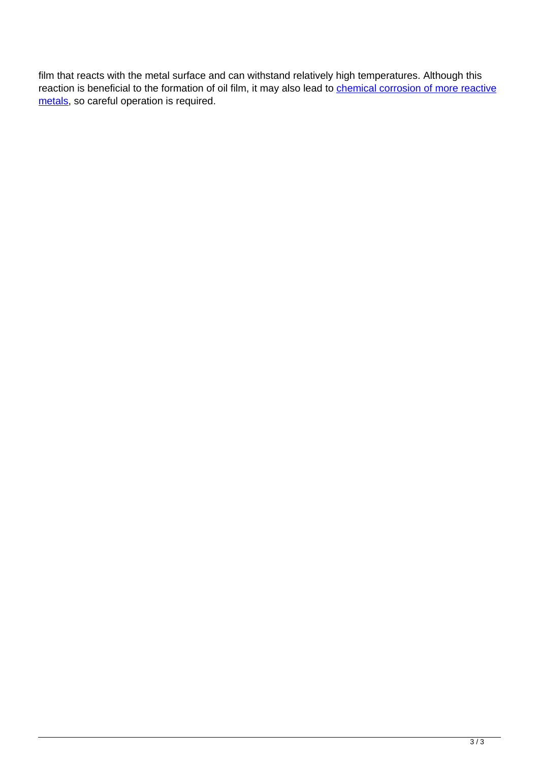film that reacts with the metal surface and can withstand relatively high temperatures. Although this reaction is beneficial to the formation of oil film, it may also lead to chemical corrosion of more reactive metals, so careful operation is required.